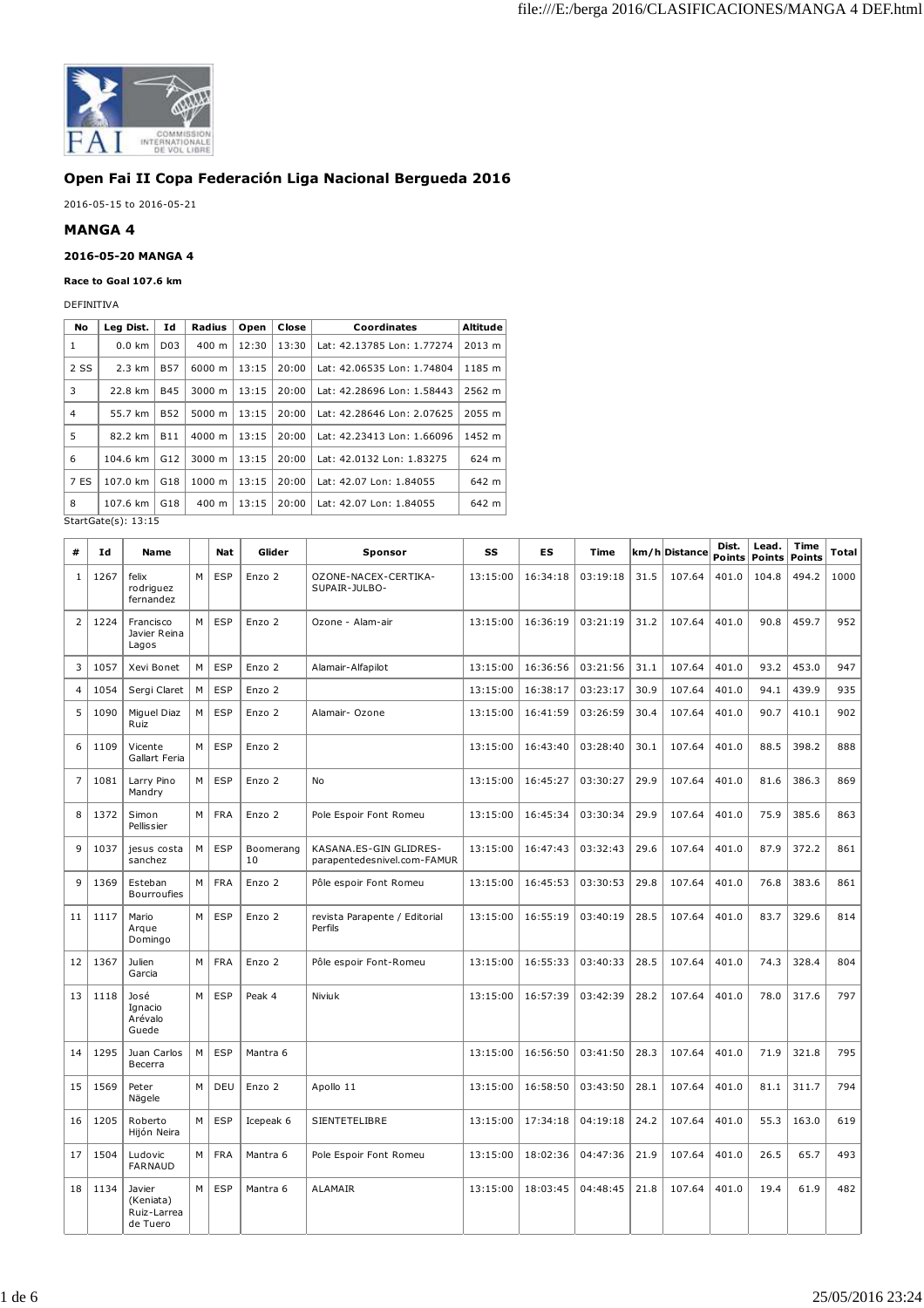## Open Fai II Copa Federación Liga Nacional Bergueda 2016

2016-05-15 to 2016-05-21

## MANGA 4

### 2016-05-20 MANGA 4

**Race to Goal 107.6 km**

DEFINITIVA

| No | Leg Dist. | Id | Radius | Open | Close | Coordinates | Altitude |
|---|---|---|---|---|---|---|---|
| 1 | 0.0 km | D03 | 400 m | 12:30 | 13:30 | Lat: 42.13785 Lon: 1.77274 | 2013 m |
| 2 SS | 2.3 km | B57 | 6000 m | 13:15 | 20:00 | Lat: 42.06535 Lon: 1.74804 | 1185 m |
| 3 | 22.8 km | B45 | 3000 m | 13:15 | 20:00 | Lat: 42.28696 Lon: 1.58443 | 2562 m |
| 4 | 55.7 km | B52 | 5000 m | 13:15 | 20:00 | Lat: 42.28646 Lon: 2.07625 | 2055 m |
| 5 | 82.2 km | B11 | 4000 m | 13:15 | 20:00 | Lat: 42.23413 Lon: 1.66096 | 1452 m |
| 6 | 104.6 km | G12 | 3000 m | 13:15 | 20:00 | Lat: 42.0132 Lon: 1.83275 | 624 m |
| 7 ES | 107.0 km | G18 | 1000 m | 13:15 | 20:00 | Lat: 42.07 Lon: 1.84055 | 642 m |
| 8 | 107.6 km | G18 | 400 m | 13:15 | 20:00 | Lat: 42.07 Lon: 1.84055 | 642 m |

StartGate(s): 13:15

| # | Id | Name | | Nat | Glider | Sponsor | SS | ES | Time | km/h | Distance | Dist. Points | Lead. Points | Time Points | Total |
|---|---|---|---|---|---|---|---|---|---|---|---|---|---|---|---|
| 1 | 1267 | felix rodriguez fernandez | M | ESP | Enzo 2 | OZONE-NACEX-CERTIKA-SUPAIR-JULBO- | 13:15:00 | 16:34:18 | 03:19:18 | 31.5 | 107.64 | 401.0 | 104.8 | 494.2 | 1000 |
| 2 | 1224 | Francisco Javier Reina Lagos | M | ESP | Enzo 2 | Ozone - Alam-air | 13:15:00 | 16:36:19 | 03:21:19 | 31.2 | 107.64 | 401.0 | 90.8 | 459.7 | 952 |
| 3 | 1057 | Xevi Bonet | M | ESP | Enzo 2 | Alamair-Alfapilot | 13:15:00 | 16:36:56 | 03:21:56 | 31.1 | 107.64 | 401.0 | 93.2 | 453.0 | 947 |
| 4 | 1054 | Sergi Claret | M | ESP | Enzo 2 | | 13:15:00 | 16:38:17 | 03:23:17 | 30.9 | 107.64 | 401.0 | 94.1 | 439.9 | 935 |
| 5 | 1090 | Miguel Diaz Ruiz | M | ESP | Enzo 2 | Alamair- Ozone | 13:15:00 | 16:41:59 | 03:26:59 | 30.4 | 107.64 | 401.0 | 90.7 | 410.1 | 902 |
| 6 | 1109 | Vicente Gallart Feria | M | ESP | Enzo 2 | | 13:15:00 | 16:43:40 | 03:28:40 | 30.1 | 107.64 | 401.0 | 88.5 | 398.2 | 888 |
| 7 | 1081 | Larry Pino Mandry | M | ESP | Enzo 2 | No | 13:15:00 | 16:45:27 | 03:30:27 | 29.9 | 107.64 | 401.0 | 81.6 | 386.3 | 869 |
| 8 | 1372 | Simon Pellissier | M | FRA | Enzo 2 | Pole Espoir Font Romeu | 13:15:00 | 16:45:34 | 03:30:34 | 29.9 | 107.64 | 401.0 | 75.9 | 385.6 | 863 |
| 9 | 1037 | jesus costa sanchez | M | ESP | Boomerang 10 | KASANA.ES-GIN GLIDRES-parapentedesnivel.com-FAMUR | 13:15:00 | 16:47:43 | 03:32:43 | 29.6 | 107.64 | 401.0 | 87.9 | 372.2 | 861 |
| 9 | 1369 | Esteban Bourroufies | M | FRA | Enzo 2 | Pôle espoir Font Romeu | 13:15:00 | 16:45:53 | 03:30:53 | 29.8 | 107.64 | 401.0 | 76.8 | 383.6 | 861 |
| 11 | 1117 | Mario Arque Domingo | M | ESP | Enzo 2 | revista Parapente / Editorial Perfils | 13:15:00 | 16:55:19 | 03:40:19 | 28.5 | 107.64 | 401.0 | 83.7 | 329.6 | 814 |
| 12 | 1367 | Julien Garcia | M | FRA | Enzo 2 | Pôle espoir Font-Romeu | 13:15:00 | 16:55:33 | 03:40:33 | 28.5 | 107.64 | 401.0 | 74.3 | 328.4 | 804 |
| 13 | 1118 | José Ignacio Arévalo Guede | M | ESP | Peak 4 | Niviuk | 13:15:00 | 16:57:39 | 03:42:39 | 28.2 | 107.64 | 401.0 | 78.0 | 317.6 | 797 |
| 14 | 1295 | Juan Carlos Becerra | M | ESP | Mantra 6 | | 13:15:00 | 16:56:50 | 03:41:50 | 28.3 | 107.64 | 401.0 | 71.9 | 321.8 | 795 |
| 15 | 1569 | Peter Nägele | M | DEU | Enzo 2 | Apollo 11 | 13:15:00 | 16:58:50 | 03:43:50 | 28.1 | 107.64 | 401.0 | 81.1 | 311.7 | 794 |
| 16 | 1205 | Roberto Hijón Neira | M | ESP | Icepeak 6 | SIENTETELIBRE | 13:15:00 | 17:34:18 | 04:19:18 | 24.2 | 107.64 | 401.0 | 55.3 | 163.0 | 619 |
| 17 | 1504 | Ludovic FARNAUD | M | FRA | Mantra 6 | Pole Espoir Font Romeu | 13:15:00 | 18:02:36 | 04:47:36 | 21.9 | 107.64 | 401.0 | 26.5 | 65.7 | 493 |
| 18 | 1134 | Javier (Keniata) Ruiz-Larrea de Tuero | M | ESP | Mantra 6 | ALAMAIR | 13:15:00 | 18:03:45 | 04:48:45 | 21.8 | 107.64 | 401.0 | 19.4 | 61.9 | 482 |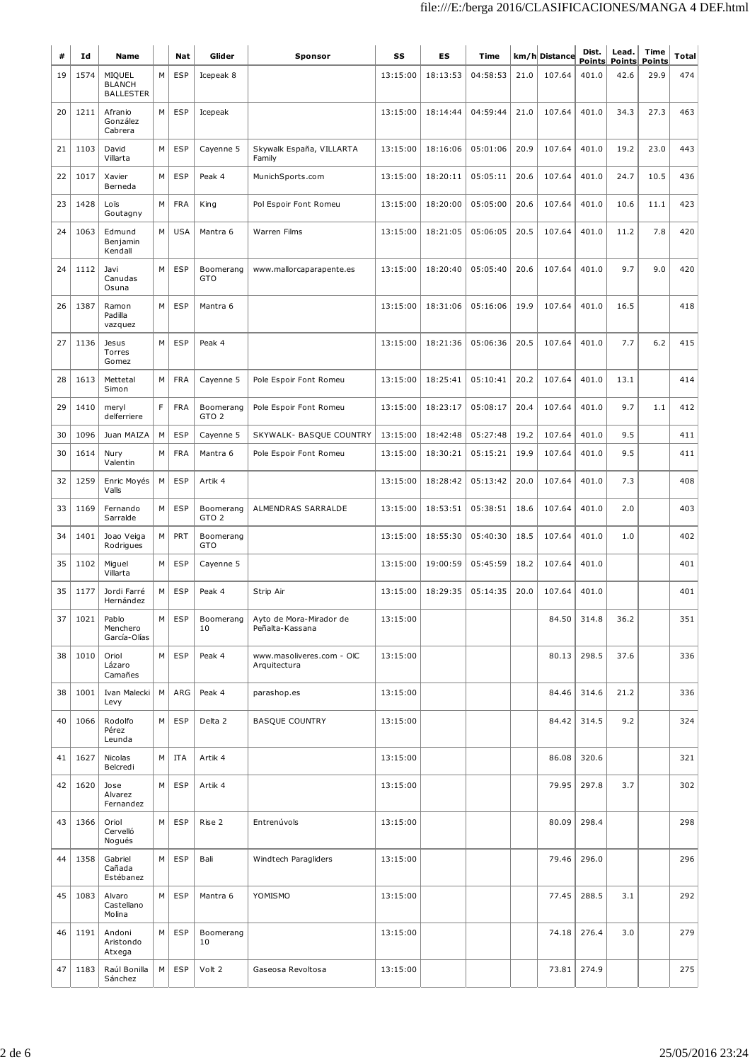| # | Id | Name | | Nat | Glider | Sponsor | SS | ES | Time | km/h | Distance | Dist. Points | Lead. Points | Time Points | Total |
|---|---|---|---|---|---|---|---|---|---|---|---|---|---|---|---|
| 19 | 1574 | MIQUEL BLANCH BALLESTER | M | ESP | Icepeak 8 | | 13:15:00 | 18:13:53 | 04:58:53 | 21.0 | 107.64 | 401.0 | 42.6 | 29.9 | 474 |
| 20 | 1211 | Afranio González Cabrera | M | ESP | Icepeak | | 13:15:00 | 18:14:44 | 04:59:44 | 21.0 | 107.64 | 401.0 | 34.3 | 27.3 | 463 |
| 21 | 1103 | David Villarta | M | ESP | Cayenne 5 | Skywalk España, VILLARTA Family | 13:15:00 | 18:16:06 | 05:01:06 | 20.9 | 107.64 | 401.0 | 19.2 | 23.0 | 443 |
| 22 | 1017 | Xavier Berneda | M | ESP | Peak 4 | MunichSports.com | 13:15:00 | 18:20:11 | 05:05:11 | 20.6 | 107.64 | 401.0 | 24.7 | 10.5 | 436 |
| 23 | 1428 | Loïs Goutagny | M | FRA | King | Pol Espoir Font Romeu | 13:15:00 | 18:20:00 | 05:05:00 | 20.6 | 107.64 | 401.0 | 10.6 | 11.1 | 423 |
| 24 | 1063 | Edmund Benjamin Kendall | M | USA | Mantra 6 | Warren Films | 13:15:00 | 18:21:05 | 05:06:05 | 20.5 | 107.64 | 401.0 | 11.2 | 7.8 | 420 |
| 24 | 1112 | Javi Canudas Osuna | M | ESP | Boomerang GTO | www.mallorcaparapente.es | 13:15:00 | 18:20:40 | 05:05:40 | 20.6 | 107.64 | 401.0 | 9.7 | 9.0 | 420 |
| 26 | 1387 | Ramon Padilla vazquez | M | ESP | Mantra 6 | | 13:15:00 | 18:31:06 | 05:16:06 | 19.9 | 107.64 | 401.0 | 16.5 | | 418 |
| 27 | 1136 | Jesus Torres Gomez | M | ESP | Peak 4 | | 13:15:00 | 18:21:36 | 05:06:36 | 20.5 | 107.64 | 401.0 | 7.7 | 6.2 | 415 |
| 28 | 1613 | Mettetal Simon | M | FRA | Cayenne 5 | Pole Espoir Font Romeu | 13:15:00 | 18:25:41 | 05:10:41 | 20.2 | 107.64 | 401.0 | 13.1 | | 414 |
| 29 | 1410 | meryl delferriere | F | FRA | Boomerang GTO 2 | Pole Espoir Font Romeu | 13:15:00 | 18:23:17 | 05:08:17 | 20.4 | 107.64 | 401.0 | 9.7 | 1.1 | 412 |
| 30 | 1096 | Juan MAIZA | M | ESP | Cayenne 5 | SKYWALK- BASQUE COUNTRY | 13:15:00 | 18:42:48 | 05:27:48 | 19.2 | 107.64 | 401.0 | 9.5 | | 411 |
| 30 | 1614 | Nury Valentin | M | FRA | Mantra 6 | Pole Espoir Font Romeu | 13:15:00 | 18:30:21 | 05:15:21 | 19.9 | 107.64 | 401.0 | 9.5 | | 411 |
| 32 | 1259 | Enric Moyés Valls | M | ESP | Artik 4 | | 13:15:00 | 18:28:42 | 05:13:42 | 20.0 | 107.64 | 401.0 | 7.3 | | 408 |
| 33 | 1169 | Fernando Sarralde | M | ESP | Boomerang GTO 2 | ALMENDRAS SARRALDE | 13:15:00 | 18:53:51 | 05:38:51 | 18.6 | 107.64 | 401.0 | 2.0 | | 403 |
| 34 | 1401 | Joao Veiga Rodrigues | M | PRT | Boomerang GTO | | 13:15:00 | 18:55:30 | 05:40:30 | 18.5 | 107.64 | 401.0 | 1.0 | | 402 |
| 35 | 1102 | Miguel Villarta | M | ESP | Cayenne 5 | | 13:15:00 | 19:00:59 | 05:45:59 | 18.2 | 107.64 | 401.0 | | | 401 |
| 35 | 1177 | Jordi Farré Hernández | M | ESP | Peak 4 | Strip Air | 13:15:00 | 18:29:35 | 05:14:35 | 20.0 | 107.64 | 401.0 | | | 401 |
| 37 | 1021 | Pablo Menchero García-Olías | M | ESP | Boomerang 10 | Ayto de Mora-Mirador de Peñalta-Kassana | 13:15:00 | | | | 84.50 | 314.8 | 36.2 | | 351 |
| 38 | 1010 | Oriol Lázaro Camañes | M | ESP | Peak 4 | www.masoliveres.com - OIC Arquitectura | 13:15:00 | | | | 80.13 | 298.5 | 37.6 | | 336 |
| 38 | 1001 | Ivan Malecki Levy | M | ARG | Peak 4 | parashop.es | 13:15:00 | | | | 84.46 | 314.6 | 21.2 | | 336 |
| 40 | 1066 | Rodolfo Pérez Leunda | M | ESP | Delta 2 | BASQUE COUNTRY | 13:15:00 | | | | 84.42 | 314.5 | 9.2 | | 324 |
| 41 | 1627 | Nicolas Belcredi | M | ITA | Artik 4 | | 13:15:00 | | | | 86.08 | 320.6 | | | 321 |
| 42 | 1620 | Jose Alvarez Fernandez | M | ESP | Artik 4 | | 13:15:00 | | | | 79.95 | 297.8 | 3.7 | | 302 |
| 43 | 1366 | Oriol Cervelló Nogués | M | ESP | Rise 2 | Entrenúvols | 13:15:00 | | | | 80.09 | 298.4 | | | 298 |
| 44 | 1358 | Gabriel Cañada Estébanez | M | ESP | Bali | Windtech Paragliders | 13:15:00 | | | | 79.46 | 296.0 | | | 296 |
| 45 | 1083 | Alvaro Castellano Molina | M | ESP | Mantra 6 | YOMISMO | 13:15:00 | | | | 77.45 | 288.5 | 3.1 | | 292 |
| 46 | 1191 | Andoni Aristondo Atxega | M | ESP | Boomerang 10 | | 13:15:00 | | | | 74.18 | 276.4 | 3.0 | | 279 |
| 47 | 1183 | Raúl Bonilla Sánchez | M | ESP | Volt 2 | Gaseosa Revoltosa | 13:15:00 | | | | 73.81 | 274.9 | | | 275 |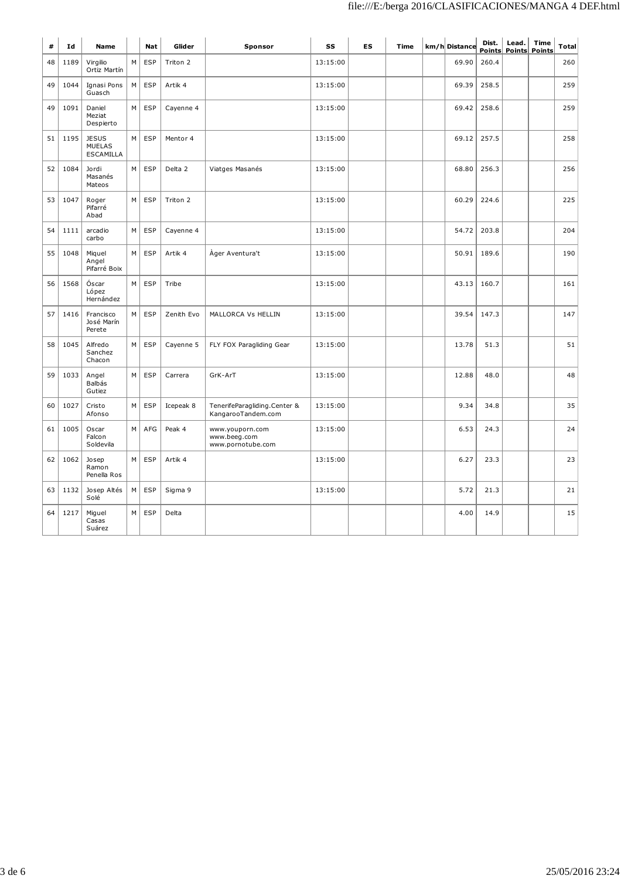| # | Id | Name | | Nat | Glider | Sponsor | SS | ES | Time | km/h | Distance | Dist. Points | Lead. Points | Time Points | Total |
|---|---|---|---|---|---|---|---|---|---|---|---|---|---|---|---|
| 48 | 1189 | Virgilio Ortiz Martín | M | ESP | Triton 2 | | 13:15:00 | | | | 69.90 | 260.4 | | | 260 |
| 49 | 1044 | Ignasi Pons Guasch | M | ESP | Artik 4 | | 13:15:00 | | | | 69.39 | 258.5 | | | 259 |
| 49 | 1091 | Daniel Meziat Despierto | M | ESP | Cayenne 4 | | 13:15:00 | | | | 69.42 | 258.6 | | | 259 |
| 51 | 1195 | JESUS MUELAS ESCAMILLA | M | ESP | Mentor 4 | | 13:15:00 | | | | 69.12 | 257.5 | | | 258 |
| 52 | 1084 | Jordi Masanés Mateos | M | ESP | Delta 2 | Viatges Masanés | 13:15:00 | | | | 68.80 | 256.3 | | | 256 |
| 53 | 1047 | Roger Pifarré Abad | M | ESP | Triton 2 | | 13:15:00 | | | | 60.29 | 224.6 | | | 225 |
| 54 | 1111 | arcadio carbo | M | ESP | Cayenne 4 | | 13:15:00 | | | | 54.72 | 203.8 | | | 204 |
| 55 | 1048 | Miquel Angel Pifarré Boix | M | ESP | Artik 4 | Àger Aventura't | 13:15:00 | | | | 50.91 | 189.6 | | | 190 |
| 56 | 1568 | Óscar López Hernández | M | ESP | Tribe | | 13:15:00 | | | | 43.13 | 160.7 | | | 161 |
| 57 | 1416 | Francisco José Marín Perete | M | ESP | Zenith Evo | MALLORCA Vs HELLIN | 13:15:00 | | | | 39.54 | 147.3 | | | 147 |
| 58 | 1045 | Alfredo Sanchez Chacon | M | ESP | Cayenne 5 | FLY FOX Paragliding Gear | 13:15:00 | | | | 13.78 | 51.3 | | | 51 |
| 59 | 1033 | Angel Balbás Gutiez | M | ESP | Carrera | GrK-ArT | 13:15:00 | | | | 12.88 | 48.0 | | | 48 |
| 60 | 1027 | Cristo Afonso | M | ESP | Icepeak 8 | TenerifeParagliding.Center & KangarooTandem.com | 13:15:00 | | | | 9.34 | 34.8 | | | 35 |
| 61 | 1005 | Oscar Falcon Soldevila | M | AFG | Peak 4 | www.youporn.com www.beeg.com www.pornotube.com | 13:15:00 | | | | 6.53 | 24.3 | | | 24 |
| 62 | 1062 | Josep Ramon Penella Ros | M | ESP | Artik 4 | | 13:15:00 | | | | 6.27 | 23.3 | | | 23 |
| 63 | 1132 | Josep Altés Solé | M | ESP | Sigma 9 | | 13:15:00 | | | | 5.72 | 21.3 | | | 21 |
| 64 | 1217 | Miguel Casas Suárez | M | ESP | Delta | | | | | | 4.00 | 14.9 | | | 15 |